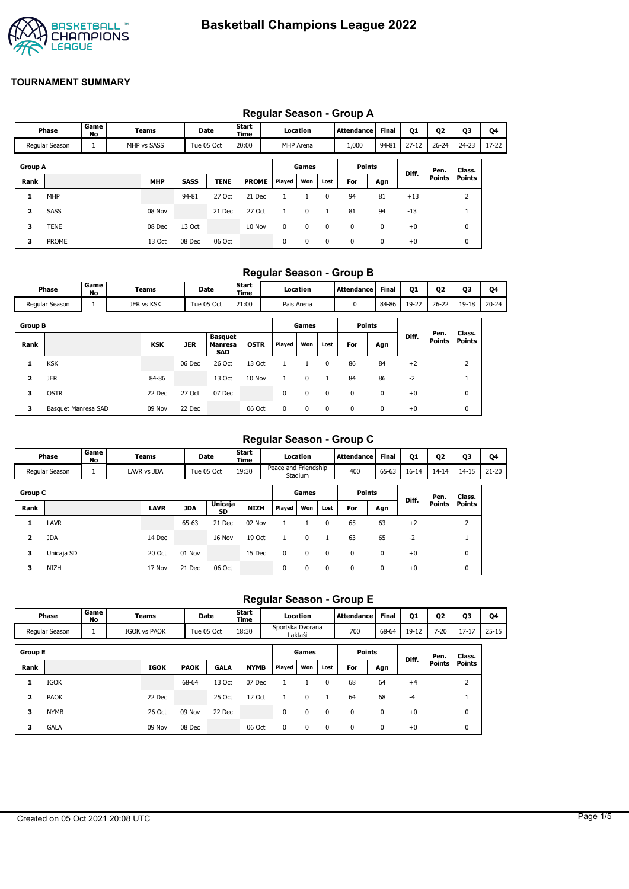# Basketball Champions League 2022

## TOURNAMENT SUMMARY

### Regular Season - Group A

| Phase | Game No | Teams | Date | Start Time | Location | Attendance | Final | Q1 | Q2 | Q3 | Q4 |
|---|---|---|---|---|---|---|---|---|---|---|---|
| Regular Season | 1 | MHP vs SASS | Tue 05 Oct | 20:00 | MHP Arena | 1,000 | 94-81 | 27-12 | 26-24 | 24-23 | 17-22 |

| Group A | | | | | | Games | | | Points | | Diff. | Pen. Points | Class. Points |
|---|---|---|---|---|---|---|---|---|---|---|---|---|---|
| Rank | | MHP | SASS | TENE | PROME | Played | Won | Lost | For | Agn | | | |
| 1 | MHP | | 94-81 | 27 Oct | 21 Dec | 1 | 1 | 0 | 94 | 81 | +13 | | 2 |
| 2 | SASS | 08 Nov | | 21 Dec | 27 Oct | 1 | 0 | 1 | 81 | 94 | -13 | | 1 |
| 3 | TENE | 08 Dec | 13 Oct | | 10 Nov | 0 | 0 | 0 | 0 | 0 | +0 | | 0 |
| 3 | PROME | 13 Oct | 08 Dec | 06 Oct | | 0 | 0 | 0 | 0 | 0 | +0 | | 0 |

### Regular Season - Group B

| Phase | Game No | Teams | Date | Start Time | Location | Attendance | Final | Q1 | Q2 | Q3 | Q4 |
|---|---|---|---|---|---|---|---|---|---|---|---|
| Regular Season | 1 | JER vs KSK | Tue 05 Oct | 21:00 | Pais Arena | 0 | 84-86 | 19-22 | 26-22 | 19-18 | 20-24 |

| Group B | | | | | | Games | | | Points | | Diff. | Pen. Points | Class. Points |
|---|---|---|---|---|---|---|---|---|---|---|---|---|---|
| Rank | | KSK | JER | Basquet Manresa SAD | OSTR | Played | Won | Lost | For | Agn | | | |
| 1 | KSK | | 06 Dec | 26 Oct | 13 Oct | 1 | 1 | 0 | 86 | 84 | +2 | | 2 |
| 2 | JER | 84-86 | | 13 Oct | 10 Nov | 1 | 0 | 1 | 84 | 86 | -2 | | 1 |
| 3 | OSTR | 22 Dec | 27 Oct | 07 Dec | | 0 | 0 | 0 | 0 | 0 | +0 | | 0 |
| 3 | Basquet Manresa SAD | 09 Nov | 22 Dec | | 06 Oct | 0 | 0 | 0 | 0 | 0 | +0 | | 0 |

### Regular Season - Group C

| Phase | Game No | Teams | Date | Start Time | Location | Attendance | Final | Q1 | Q2 | Q3 | Q4 |
|---|---|---|---|---|---|---|---|---|---|---|---|
| Regular Season | 1 | LAVR vs JDA | Tue 05 Oct | 19:30 | Peace and Friendship Stadium | 400 | 65-63 | 16-14 | 14-14 | 14-15 | 21-20 |

| Group C | | | | | | Games | | | Points | | Diff. | Pen. Points | Class. Points |
|---|---|---|---|---|---|---|---|---|---|---|---|---|---|
| Rank | | LAVR | JDA | Unicaja SD | NIZH | Played | Won | Lost | For | Agn | | | |
| 1 | LAVR | | 65-63 | 21 Dec | 02 Nov | 1 | 1 | 0 | 65 | 63 | +2 | | 2 |
| 2 | JDA | 14 Dec | | 16 Nov | 19 Oct | 1 | 0 | 1 | 63 | 65 | -2 | | 1 |
| 3 | Unicaja SD | 20 Oct | 01 Nov | | 15 Dec | 0 | 0 | 0 | 0 | 0 | +0 | | 0 |
| 3 | NIZH | 17 Nov | 21 Dec | 06 Oct | | 0 | 0 | 0 | 0 | 0 | +0 | | 0 |

### Regular Season - Group E

| Phase | Game No | Teams | Date | Start Time | Location | Attendance | Final | Q1 | Q2 | Q3 | Q4 |
|---|---|---|---|---|---|---|---|---|---|---|---|
| Regular Season | 1 | IGOK vs PAOK | Tue 05 Oct | 18:30 | Sportska Dvorana Laktaši | 700 | 68-64 | 19-12 | 7-20 | 17-17 | 25-15 |

| Group E | | | | | | Games | | | Points | | Diff. | Pen. Points | Class. Points |
|---|---|---|---|---|---|---|---|---|---|---|---|---|---|
| Rank | | IGOK | PAOK | GALA | NYMB | Played | Won | Lost | For | Agn | | | |
| 1 | IGOK | | 68-64 | 13 Oct | 07 Dec | 1 | 1 | 0 | 68 | 64 | +4 | | 2 |
| 2 | PAOK | 22 Dec | | 25 Oct | 12 Oct | 1 | 0 | 1 | 64 | 68 | -4 | | 1 |
| 3 | NYMB | 26 Oct | 09 Nov | 22 Dec | | 0 | 0 | 0 | 0 | 0 | +0 | | 0 |
| 3 | GALA | 09 Nov | 08 Dec | | 06 Oct | 0 | 0 | 0 | 0 | 0 | +0 | | 0 |

Created on 05 Oct 2021 20:08 UTC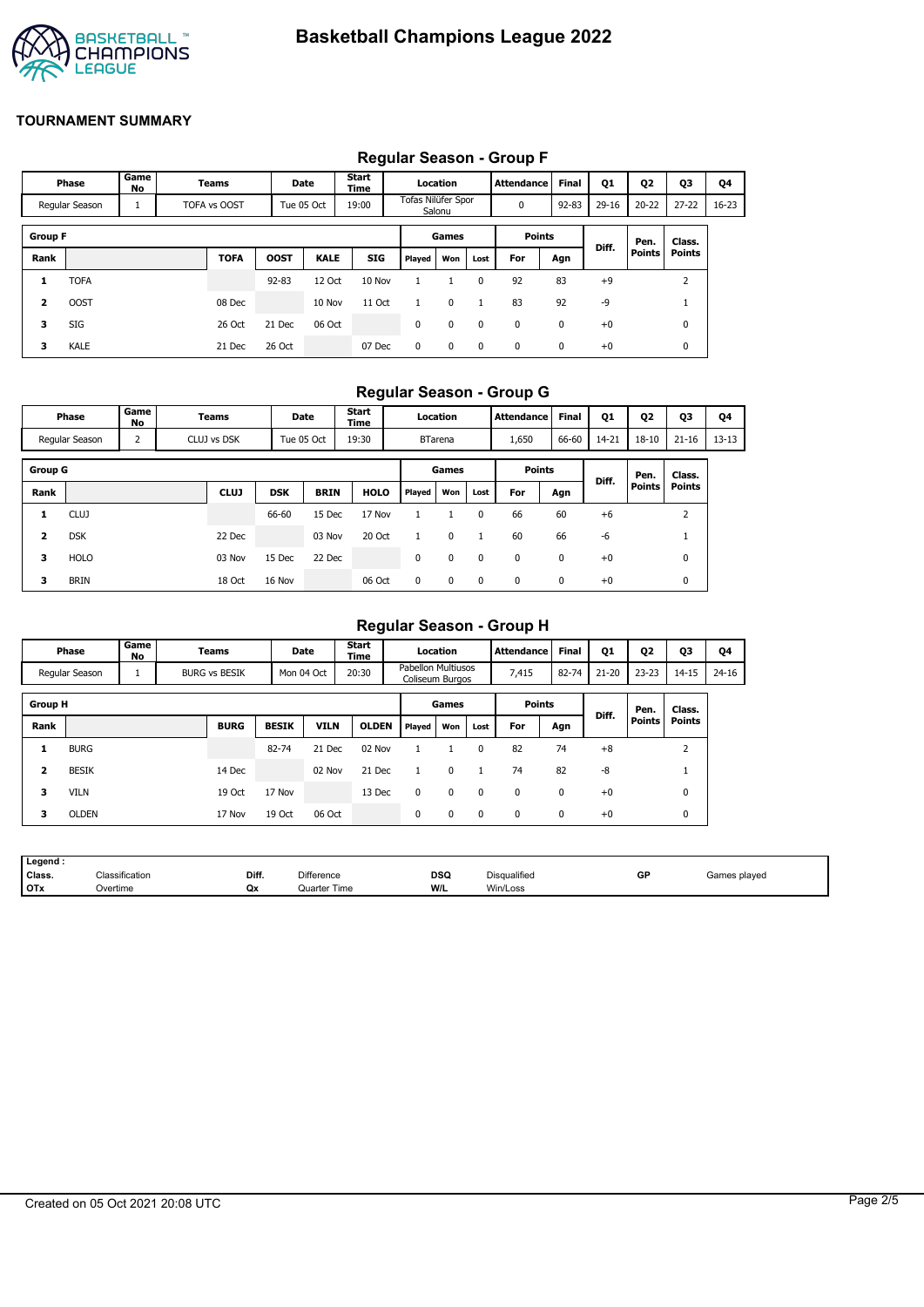# Basketball Champions League 2022

## TOURNAMENT SUMMARY

### Regular Season - Group F

| Phase | Game No | Teams | Date | Start Time | Location | Attendance | Final | Q1 | Q2 | Q3 | Q4 |
|---|---|---|---|---|---|---|---|---|---|---|---|
| Regular Season | 1 | TOFA vs OOST | Tue 05 Oct | 19:00 | Tofas Nilüfer Spor Salonu | 0 | 92-83 | 29-16 | 20-22 | 27-22 | 16-23 |

| Group F | | | | | | Games | | | Points | | Diff. | Pen. Points | Class. Points |
|---|---|---|---|---|---|---|---|---|---|---|---|---|---|
| Rank | | TOFA | OOST | KALE | SIG | Played | Won | Lost | For | Agn | | | |
| 1 | TOFA | | 92-83 | 12 Oct | 10 Nov | 1 | 1 | 0 | 92 | 83 | +9 | | 2 |
| 2 | OOST | 08 Dec | | 10 Nov | 11 Oct | 1 | 0 | 1 | 83 | 92 | -9 | | 1 |
| 3 | SIG | 26 Oct | 21 Dec | 06 Oct | | 0 | 0 | 0 | 0 | 0 | +0 | | 0 |
| 3 | KALE | 21 Dec | 26 Oct | | 07 Dec | 0 | 0 | 0 | 0 | 0 | +0 | | 0 |

### Regular Season - Group G

| Phase | Game No | Teams | Date | Start Time | Location | Attendance | Final | Q1 | Q2 | Q3 | Q4 |
|---|---|---|---|---|---|---|---|---|---|---|---|
| Regular Season | 2 | CLUJ vs DSK | Tue 05 Oct | 19:30 | BTarena | 1,650 | 66-60 | 14-21 | 18-10 | 21-16 | 13-13 |

| Group G | | | | | | Games | | | Points | | Diff. | Pen. Points | Class. Points |
|---|---|---|---|---|---|---|---|---|---|---|---|---|---|
| Rank | | CLUJ | DSK | BRIN | HOLO | Played | Won | Lost | For | Agn | | | |
| 1 | CLUJ | | 66-60 | 15 Dec | 17 Nov | 1 | 1 | 0 | 66 | 60 | +6 | | 2 |
| 2 | DSK | 22 Dec | | 03 Nov | 20 Oct | 1 | 0 | 1 | 60 | 66 | -6 | | 1 |
| 3 | HOLO | 03 Nov | 15 Dec | 22 Dec | | 0 | 0 | 0 | 0 | 0 | +0 | | 0 |
| 3 | BRIN | 18 Oct | 16 Nov | | 06 Oct | 0 | 0 | 0 | 0 | 0 | +0 | | 0 |

### Regular Season - Group H

| Phase | Game No | Teams | Date | Start Time | Location | Attendance | Final | Q1 | Q2 | Q3 | Q4 |
|---|---|---|---|---|---|---|---|---|---|---|---|
| Regular Season | 1 | BURG vs BESIK | Mon 04 Oct | 20:30 | Pabellon Multiusos Coliseum Burgos | 7,415 | 82-74 | 21-20 | 23-23 | 14-15 | 24-16 |

| Group H | | | | | | Games | | | Points | | Diff. | Pen. Points | Class. Points |
|---|---|---|---|---|---|---|---|---|---|---|---|---|---|
| Rank | | BURG | BESIK | VILN | OLDEN | Played | Won | Lost | For | Agn | | | |
| 1 | BURG | | 82-74 | 21 Dec | 02 Nov | 1 | 1 | 0 | 82 | 74 | +8 | | 2 |
| 2 | BESIK | 14 Dec | | 02 Nov | 21 Dec | 1 | 0 | 1 | 74 | 82 | -8 | | 1 |
| 3 | VILN | 19 Oct | 17 Nov | | 13 Dec | 0 | 0 | 0 | 0 | 0 | +0 | | 0 |
| 3 | OLDEN | 17 Nov | 19 Oct | 06 Oct | | 0 | 0 | 0 | 0 | 0 | +0 | | 0 |

**Legend :**

| | | | | | | | |
|---|---|---|---|---|---|---|---|
| Class. | Classification | Diff. | Difference | DSQ | Disqualified | GP | Games played |
| OTx | Overtime | Qx | Quarter Time | W/L | Win/Loss | | |

Created on 05 Oct 2021 20:08 UTC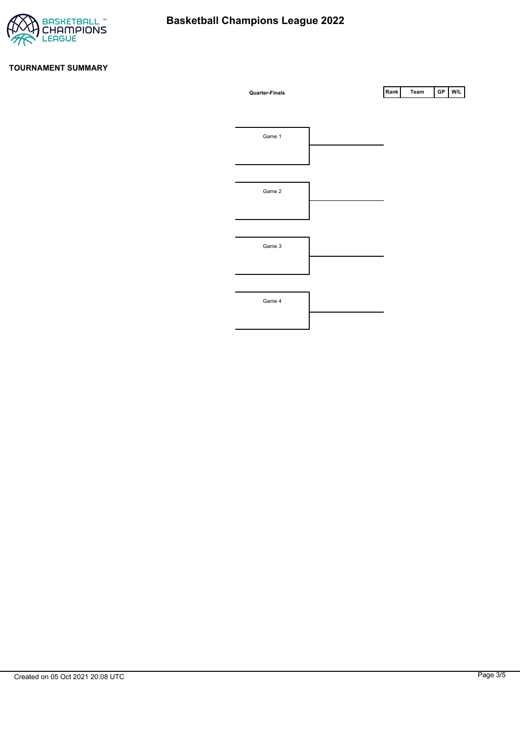# Basketball Champions League 2022

## TOURNAMENT SUMMARY

**Quarter-Finals**

| Rank | Team | GP | W/L |
|---|---|---|---|

Game 1

Game 2

Game 3

Game 4

Created on 05 Oct 2021 20:08 UTC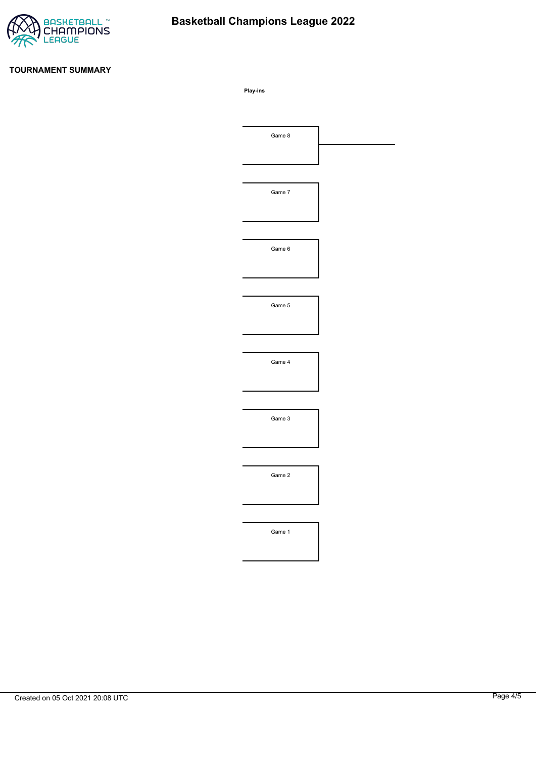**TOURNAMENT SUMMARY**

**Play-ins**

Game 8

Game 7

Game 6

Game 5

Game 4

Game 3

Game 2

Game 1

Created on 05 Oct 2021 20:08 UTC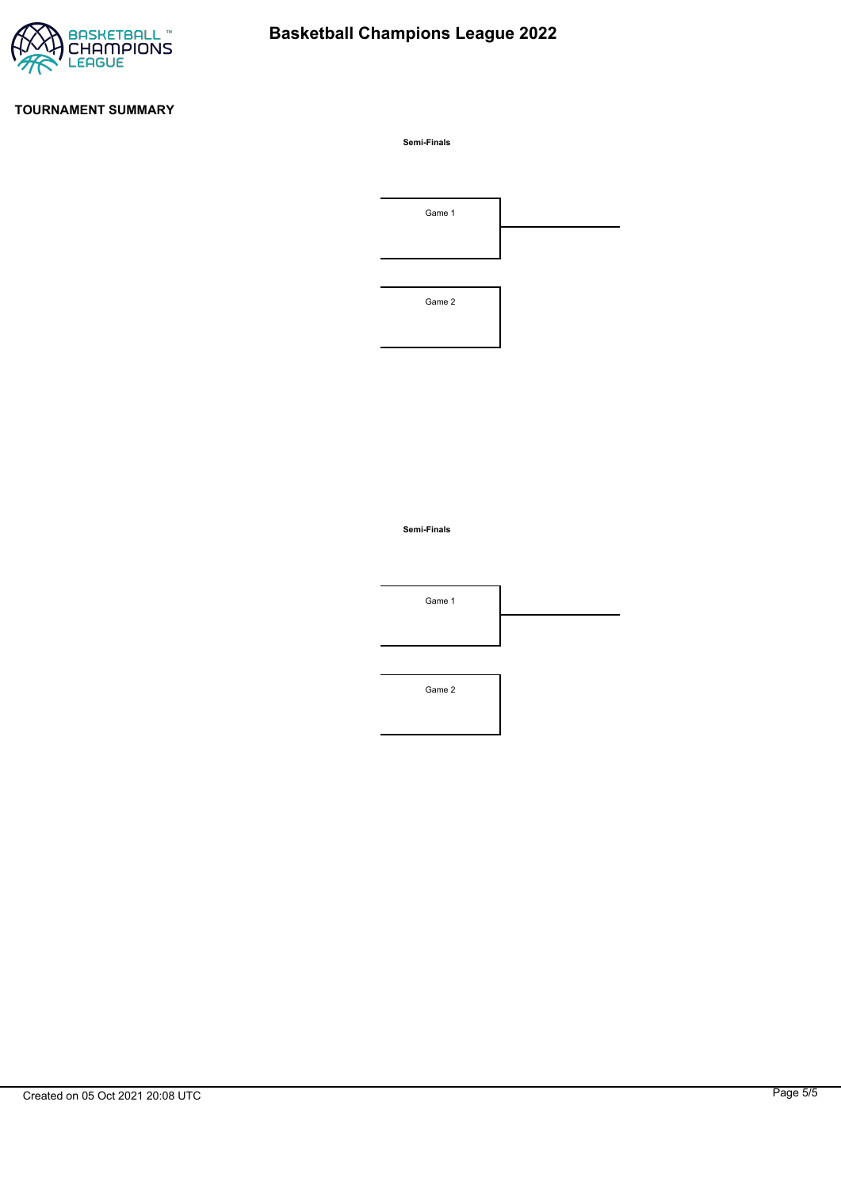# Basketball Champions League 2022

## TOURNAMENT SUMMARY

**Semi-Finals**

Game 1

Game 2

**Semi-Finals**

Game 1

Game 2

Created on 05 Oct 2021 20:08 UTC